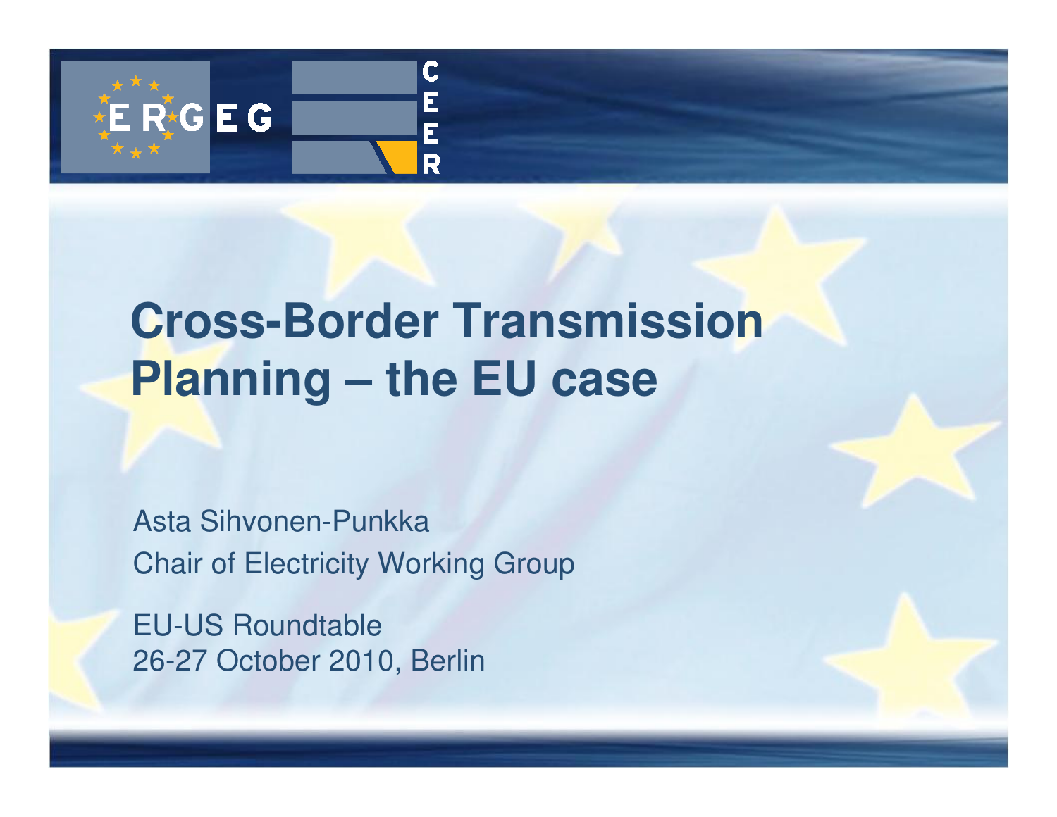# Cross-Border Transmission Planning – the EU case

Asta Sihvonen-Punkka

Chair of Electricity Working Group

EU-US Roundtable

26-27 October 2010, Berlin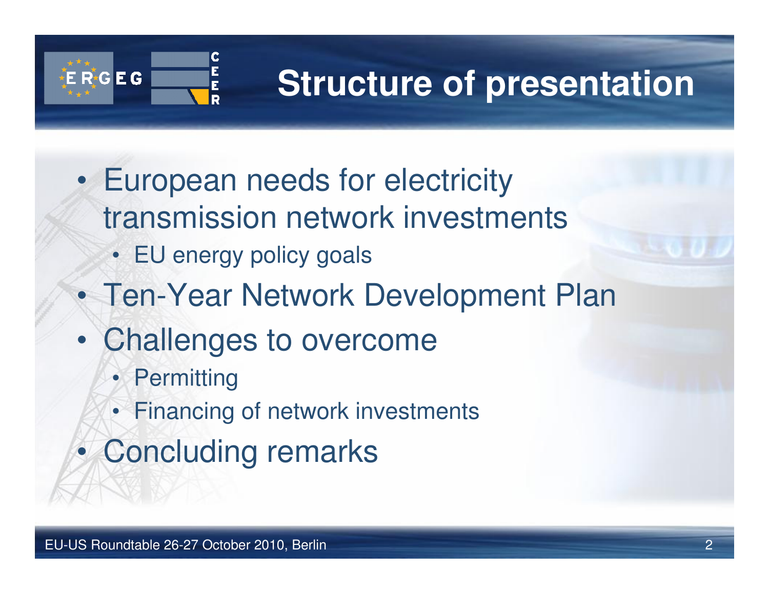# Structure of presentation

- European needs for electricity transmission network investments
  - EU energy policy goals
- Ten-Year Network Development Plan
- Challenges to overcome
  - Permitting
  - Financing of network investments
- Concluding remarks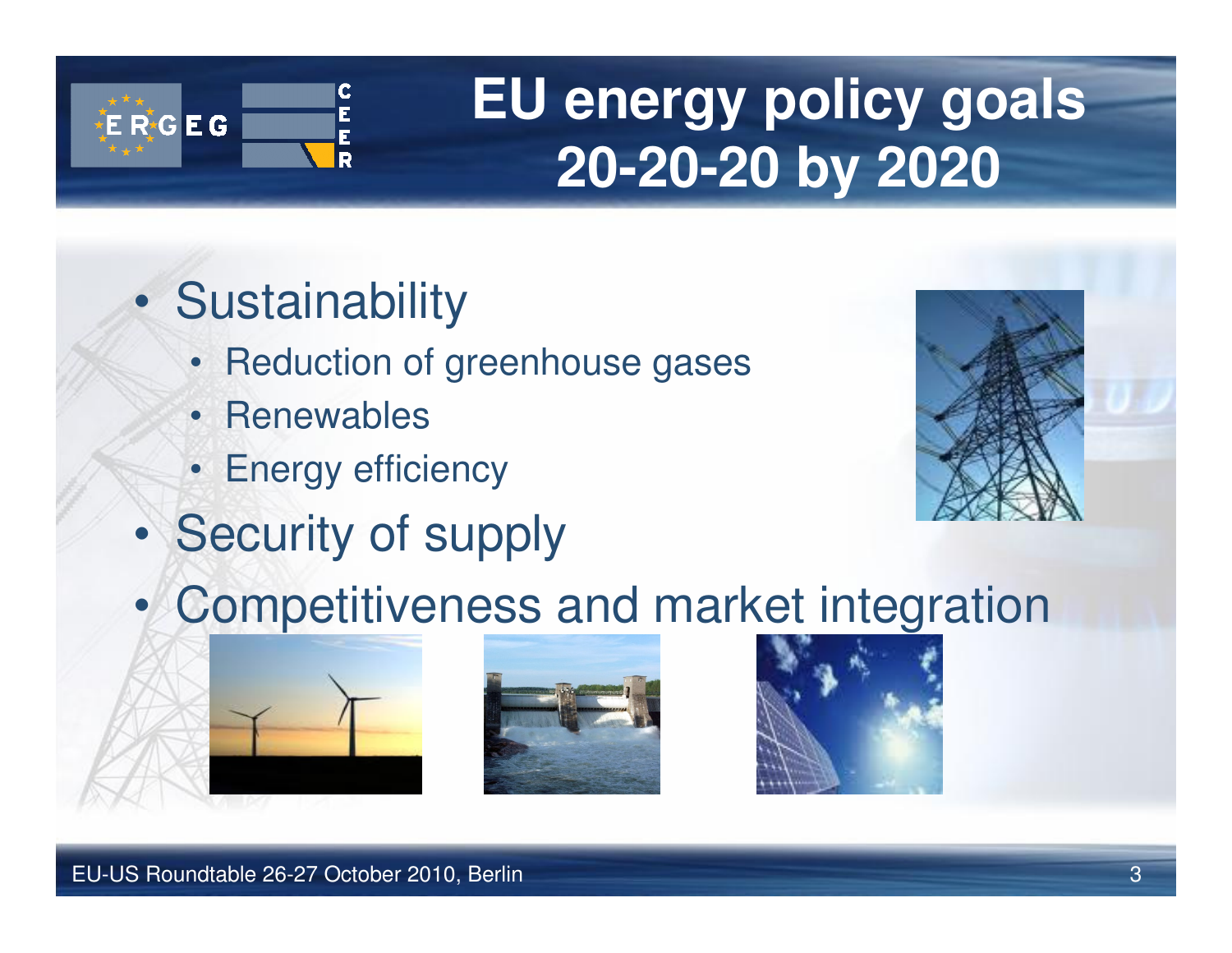# EU energy policy goals 20-20-20 by 2020

- Sustainability
  - Reduction of greenhouse gases
  - Renewables
  - Energy efficiency
- Security of supply
- Competitiveness and market integration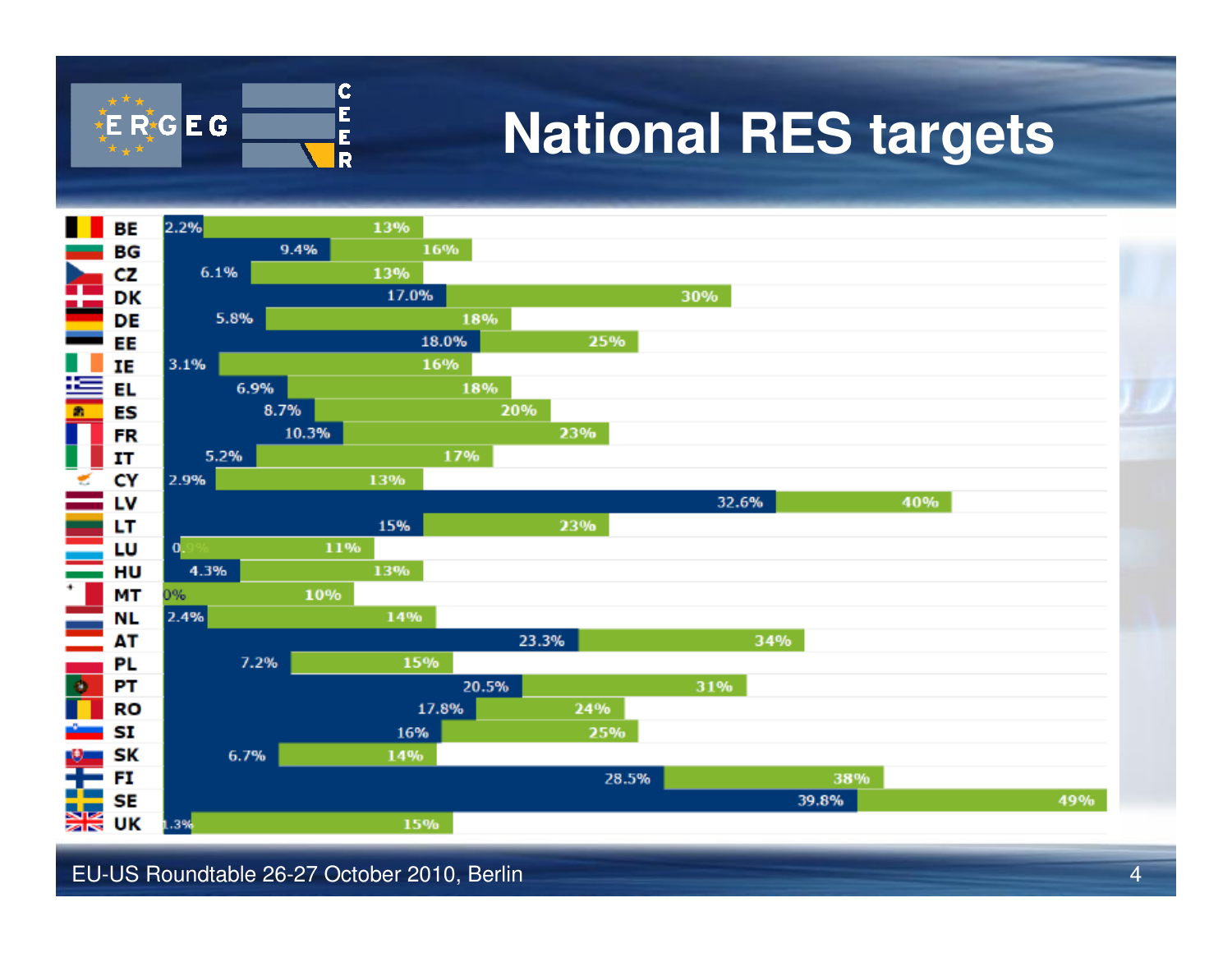# National RES targets

| Country | 2005 share | 2020 target |
|---|---|---|
| BE | 2.2% | 13% |
| BG | 9.4% | 16% |
| CZ | 6.1% | 13% |
| DK | 17.0% | 30% |
| DE | 5.8% | 18% |
| EE | 18.0% | 25% |
| IE | 3.1% | 16% |
| EL | 6.9% | 18% |
| ES | 8.7% | 20% |
| FR | 10.3% | 23% |
| IT | 5.2% | 17% |
| CY | 2.9% | 13% |
| LV | 32.6% | 40% |
| LT | 15% | 23% |
| LU | 0.9% | 11% |
| HU | 4.3% | 13% |
| MT | 0% | 10% |
| NL | 2.4% | 14% |
| AT | 23.3% | 34% |
| PL | 7.2% | 15% |
| PT | 20.5% | 31% |
| RO | 17.8% | 24% |
| SI | 16% | 25% |
| SK | 6.7% | 14% |
| FI | 28.5% | 38% |
| SE | 39.8% | 49% |
| UK | 1.3% | 15% |

EU-US Roundtable 26-27 October 2010, Berlin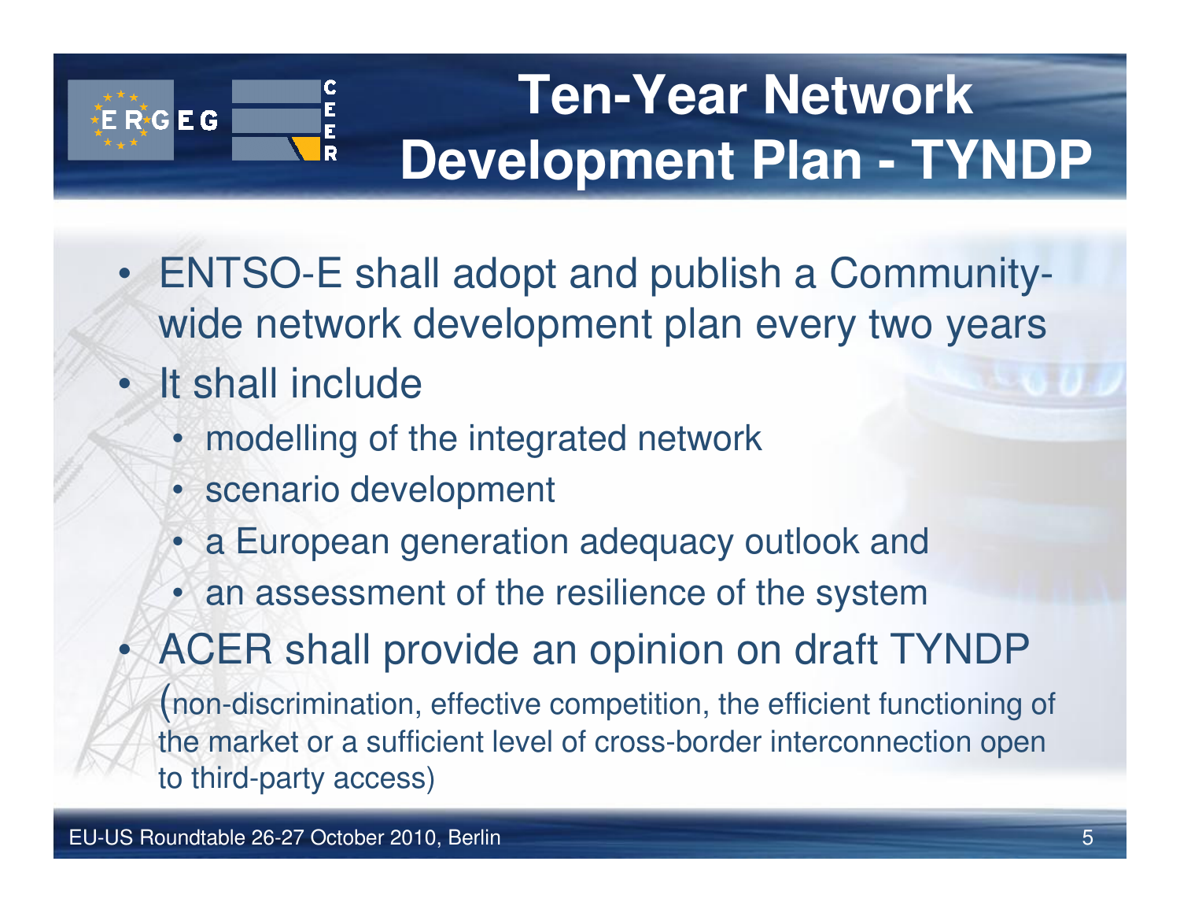# Ten-Year Network Development Plan - TYNDP

- ENTSO-E shall adopt and publish a Community-wide network development plan every two years
- It shall include
  - modelling of the integrated network
  - scenario development
  - a European generation adequacy outlook and
  - an assessment of the resilience of the system
- ACER shall provide an opinion on draft TYNDP

  (non-discrimination, effective competition, the efficient functioning of the market or a sufficient level of cross-border interconnection open to third-party access)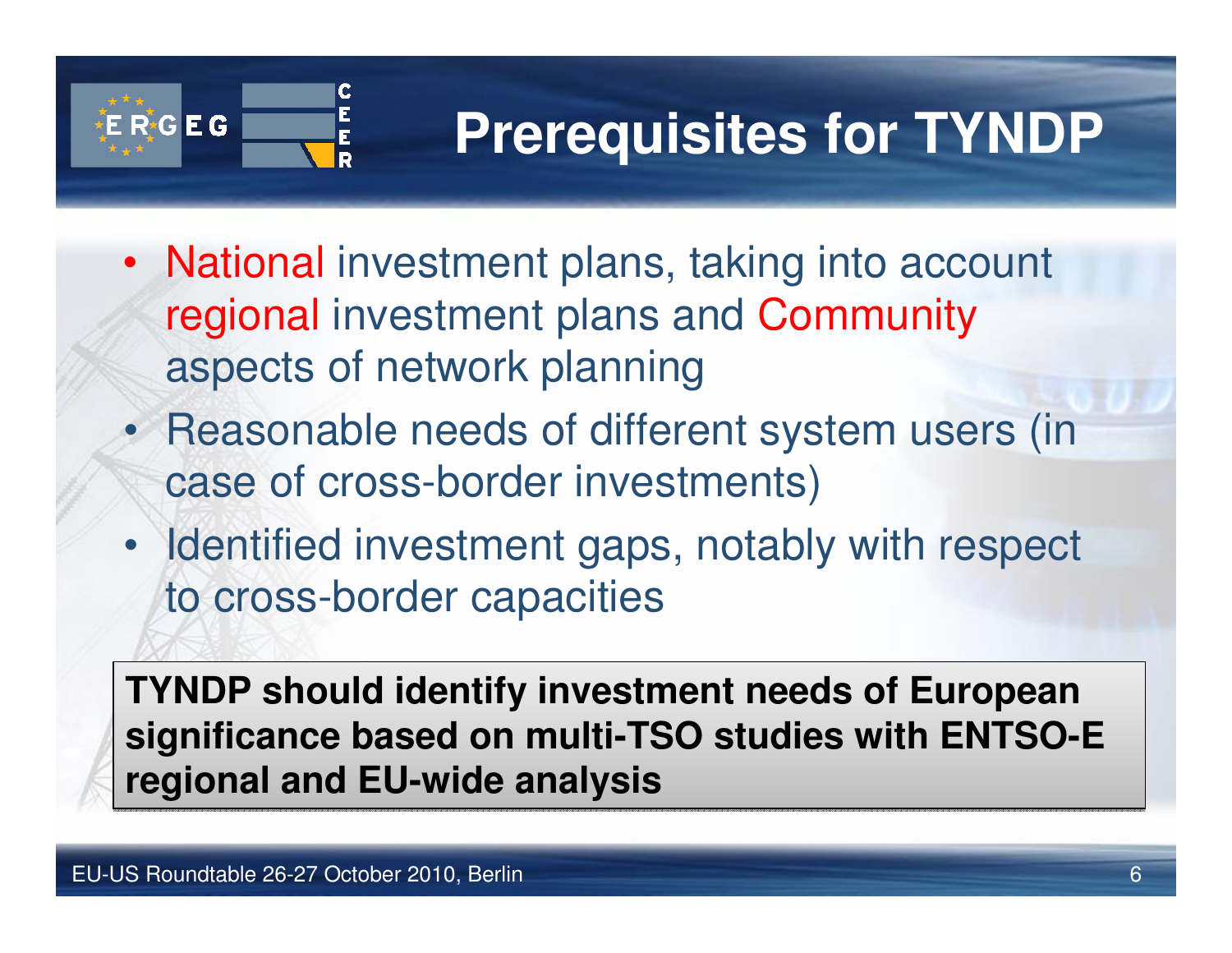# Prerequisites for TYNDP

- National investment plans, taking into account regional investment plans and Community aspects of network planning
- Reasonable needs of different system users (in case of cross-border investments)
- Identified investment gaps, notably with respect to cross-border capacities

**TYNDP should identify investment needs of European significance based on multi-TSO studies with ENTSO-E regional and EU-wide analysis**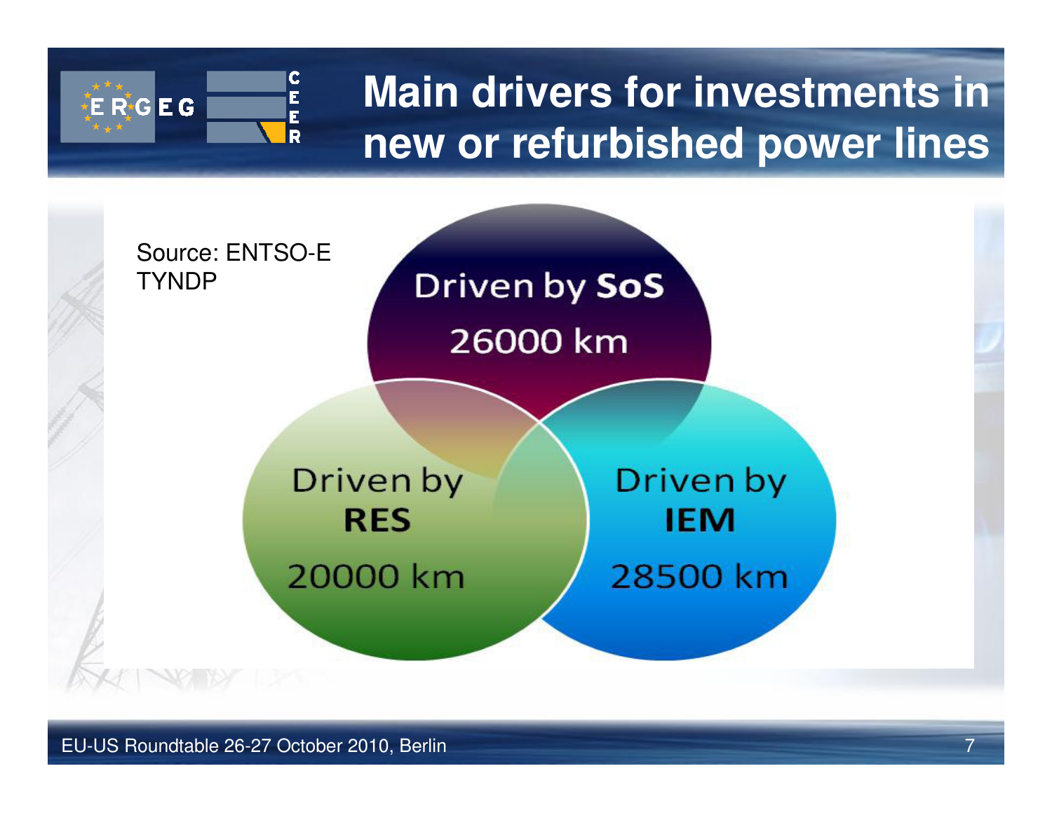# Main drivers for investments in new or refurbished power lines

Source: ENTSO-E TYNDP

Driven by **SoS**

26000 km

Driven by **RES**

20000 km

Driven by **IEM**

28500 km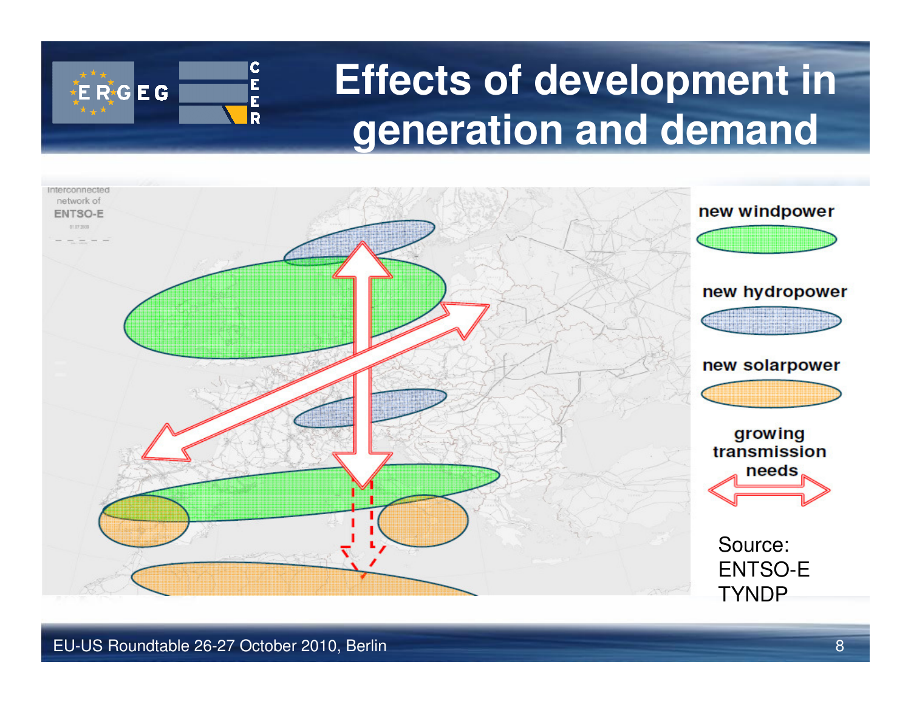# Effects of development in generation and demand

Interconnected network of ENTSO-E

new windpower

new hydropower

new solarpower

growing transmission needs

Source: ENTSO-E TYNDP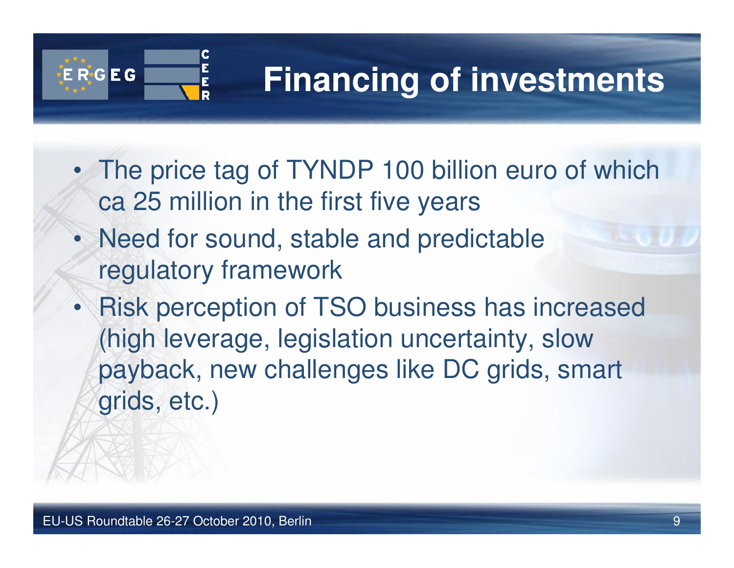# Financing of investments

- The price tag of TYNDP 100 billion euro of which ca 25 million in the first five years
- Need for sound, stable and predictable regulatory framework
- Risk perception of TSO business has increased (high leverage, legislation uncertainty, slow payback, new challenges like DC grids, smart grids, etc.)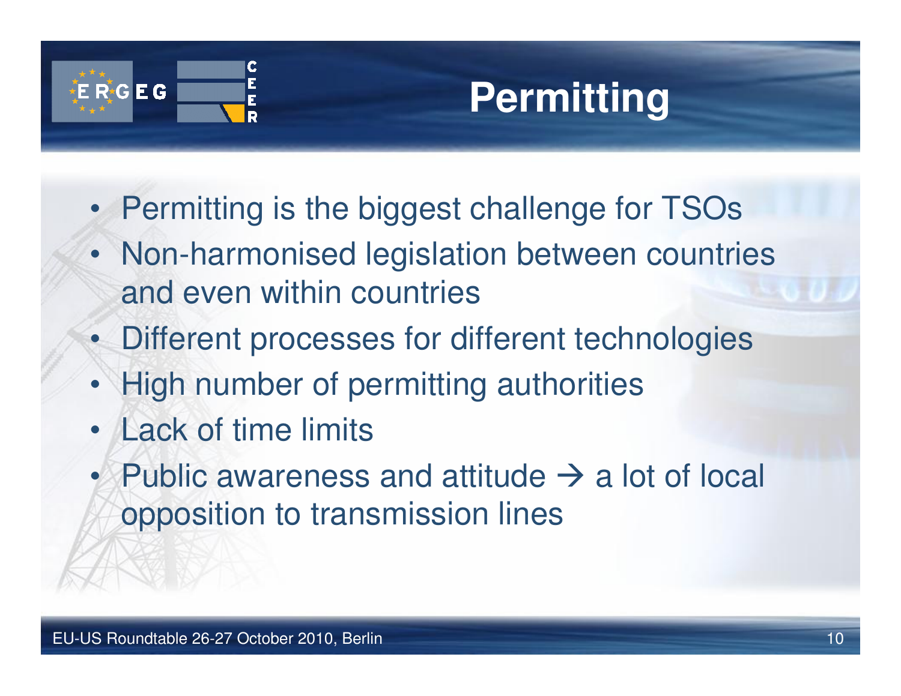# Permitting

- Permitting is the biggest challenge for TSOs
- Non-harmonised legislation between countries and even within countries
- Different processes for different technologies
- High number of permitting authorities
- Lack of time limits
- Public awareness and attitude → a lot of local opposition to transmission lines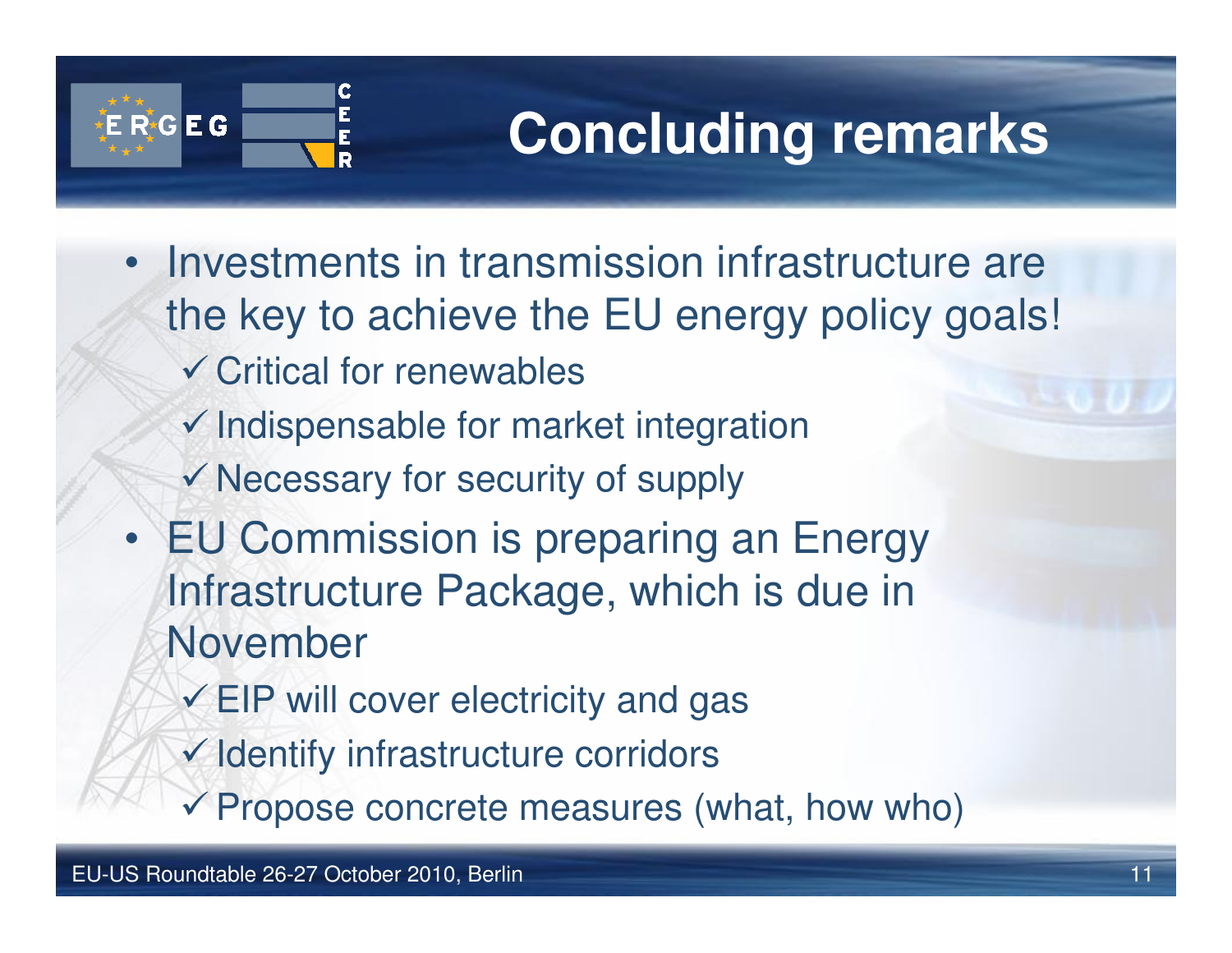# Concluding remarks

- Investments in transmission infrastructure are the key to achieve the EU energy policy goals!
  - ✓ Critical for renewables
  - ✓ Indispensable for market integration
  - ✓ Necessary for security of supply
- EU Commission is preparing an Energy Infrastructure Package, which is due in November
  - ✓ EIP will cover electricity and gas
  - ✓ Identify infrastructure corridors
  - ✓ Propose concrete measures (what, how who)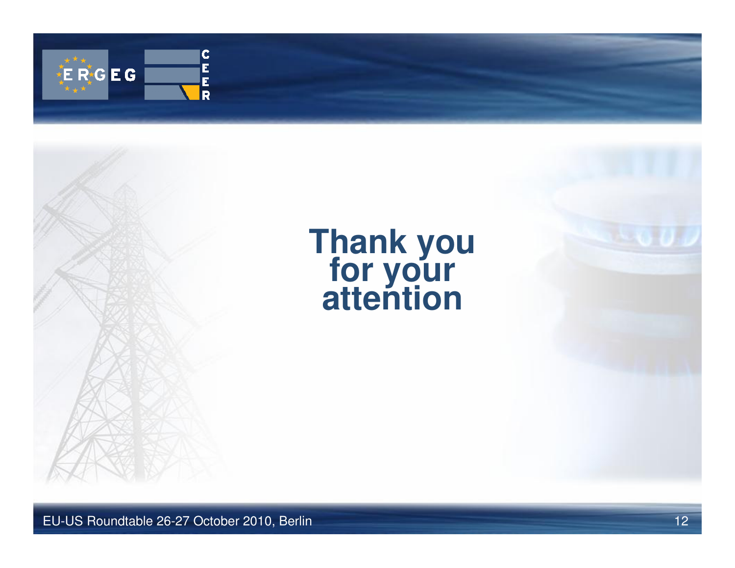# Thank you for your attention